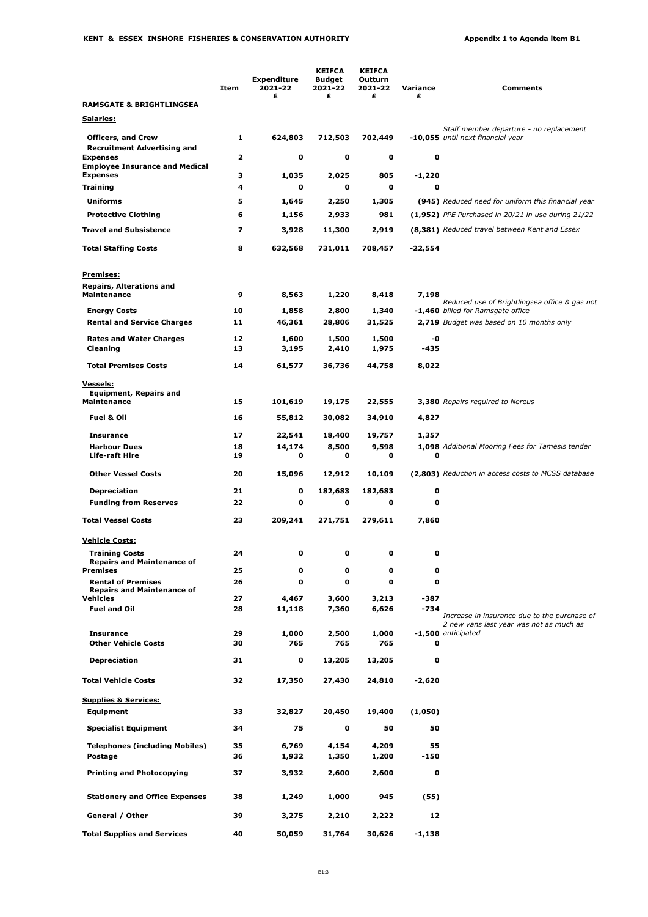**KENT & ESSEX INSHORE FISHERIES & CONSERVATION AUTHORITY** — **Appendix 1 to Agenda item B1**

| | Item | Expenditure 2021-22 £ | KEIFCA Budget 2021-22 £ | KEIFCA Outturn 2021-22 £ | Variance £ | Comments |
|---|---|---|---|---|---|---|
| **RAMSGATE & BRIGHTLINGSEA** | | | | | | |
| **Salaries:** | | | | | | |
| **Officers, and Crew** | **1** | **624,803** | **712,503** | **702,449** | **-10,055** | *Staff member departure - no replacement until next financial year* |
| **Recruitment Advertising and Expenses** | **2** | **0** | **0** | **0** | **0** | |
| **Employee Insurance and Medical Expenses** | **3** | **1,035** | **2,025** | **805** | **-1,220** | |
| **Training** | **4** | **0** | **0** | **0** | **0** | |
| **Uniforms** | **5** | **1,645** | **2,250** | **1,305** | **(945)** | *Reduced need for uniform this financial year* |
| **Protective Clothing** | **6** | **1,156** | **2,933** | **981** | **(1,952)** | *PPE Purchased in 20/21 in use during 21/22* |
| **Travel and Subsistence** | **7** | **3,928** | **11,300** | **2,919** | **(8,381)** | *Reduced travel between Kent and Essex* |
| **Total Staffing Costs** | **8** | **632,568** | **731,011** | **708,457** | **-22,554** | |
| **Premises:** | | | | | | |
| **Repairs, Alterations and Maintenance** | **9** | **8,563** | **1,220** | **8,418** | **7,198** | |
| **Energy Costs** | **10** | **1,858** | **2,800** | **1,340** | **-1,460** | *Reduced use of Brightlingsea office & gas not billed for Ramsgate office* |
| **Rental and Service Charges** | **11** | **46,361** | **28,806** | **31,525** | **2,719** | *Budget was based on 10 months only* |
| **Rates and Water Charges** | **12** | **1,600** | **1,500** | **1,500** | **-0** | |
| **Cleaning** | **13** | **3,195** | **2,410** | **1,975** | **-435** | |
| **Total Premises Costs** | **14** | **61,577** | **36,736** | **44,758** | **8,022** | |
| **Vessels:** | | | | | | |
| **Equipment, Repairs and Maintenance** | **15** | **101,619** | **19,175** | **22,555** | **3,380** | *Repairs required to Nereus* |
| **Fuel & Oil** | **16** | **55,812** | **30,082** | **34,910** | **4,827** | |
| **Insurance** | **17** | **22,541** | **18,400** | **19,757** | **1,357** | |
| **Harbour Dues** | **18** | **14,174** | **8,500** | **9,598** | **1,098** | *Additional Mooring Fees for Tamesis tender* |
| **Life-raft Hire** | **19** | **0** | **0** | **0** | **0** | |
| **Other Vessel Costs** | **20** | **15,096** | **12,912** | **10,109** | **(2,803)** | *Reduction in access costs to MCSS database* |
| **Depreciation** | **21** | **0** | **182,683** | **182,683** | **0** | |
| **Funding from Reserves** | **22** | **0** | **0** | **0** | **0** | |
| **Total Vessel Costs** | **23** | **209,241** | **271,751** | **279,611** | **7,860** | |
| **Vehicle Costs:** | | | | | | |
| **Training Costs** | **24** | **0** | **0** | **0** | **0** | |
| **Repairs and Maintenance of Premises** | **25** | **0** | **0** | **0** | **0** | |
| **Rental of Premises** | **26** | **0** | **0** | **0** | **0** | |
| **Repairs and Maintenance of Vehicles** | **27** | **4,467** | **3,600** | **3,213** | **-387** | |
| **Fuel and Oil** | **28** | **11,118** | **7,360** | **6,626** | **-734** | |
| **Insurance** | **29** | **1,000** | **2,500** | **1,000** | **-1,500** | *Increase in insurance due to the purchase of 2 new vans last year was not as much as anticipated* |
| **Other Vehicle Costs** | **30** | **765** | **765** | **765** | **0** | |
| **Depreciation** | **31** | **0** | **13,205** | **13,205** | **0** | |
| **Total Vehicle Costs** | **32** | **17,350** | **27,430** | **24,810** | **-2,620** | |
| **Supplies & Services:** | | | | | | |
| **Equipment** | **33** | **32,827** | **20,450** | **19,400** | **(1,050)** | |
| **Specialist Equipment** | **34** | **75** | **0** | **50** | **50** | |
| **Telephones (including Mobiles)** | **35** | **6,769** | **4,154** | **4,209** | **55** | |
| **Postage** | **36** | **1,932** | **1,350** | **1,200** | **-150** | |
| **Printing and Photocopying** | **37** | **3,932** | **2,600** | **2,600** | **0** | |
| **Stationery and Office Expenses** | **38** | **1,249** | **1,000** | **945** | **(55)** | |
| **General / Other** | **39** | **3,275** | **2,210** | **2,222** | **12** | |
| **Total Supplies and Services** | **40** | **50,059** | **31,764** | **30,626** | **-1,138** | |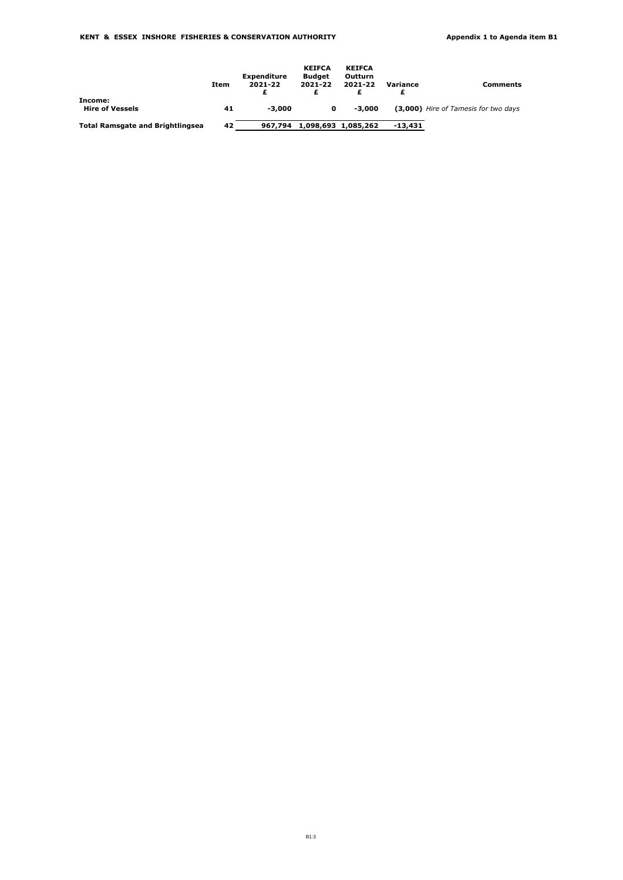| | Item | Expenditure 2021-22 £ | KEIFCA Budget 2021-22 £ | KEIFCA Outturn 2021-22 £ | Variance £ | Comments |
|---|---|---|---|---|---|---|
| **Income:** | | | | | | |
| **Hire of Vessels** | **41** | **-3,000** | **0** | **-3,000** | **(3,000)** | *Hire of Tamesis for two days* |
| **Total Ramsgate and Brightlingsea** | **42** | **967,794** | **1,098,693** | **1,085,262** | **-13,431** | |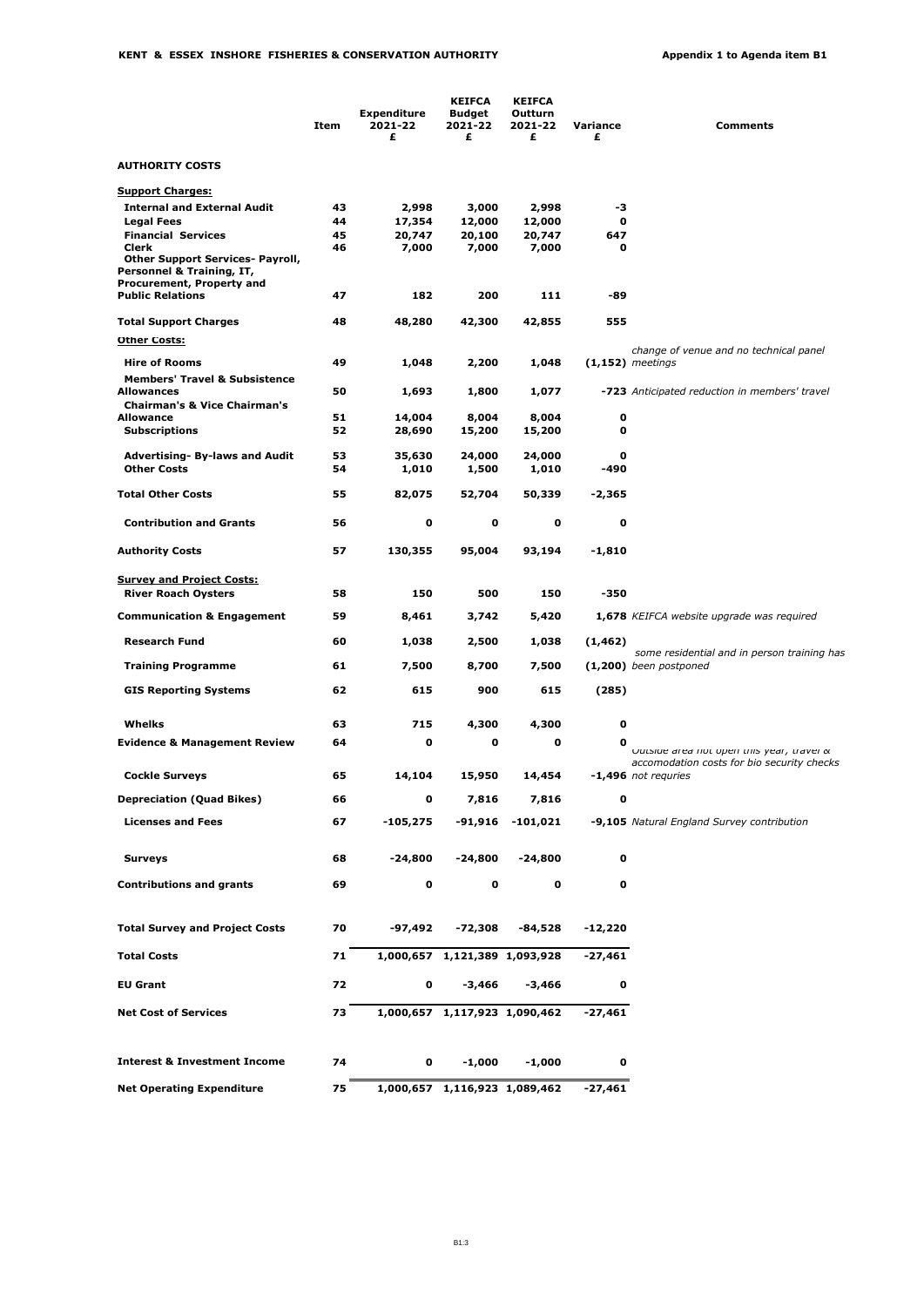**KENT & ESSEX INSHORE FISHERIES & CONSERVATION AUTHORITY** — **Appendix 1 to Agenda item B1**

| | Item | Expenditure 2021-22 £ | KEIFCA Budget 2021-22 £ | KEIFCA Outturn 2021-22 £ | Variance £ | Comments |
|---|---|---|---|---|---|---|
| **AUTHORITY COSTS** | | | | | | |
| **Support Charges:** | | | | | | |
| **Internal and External Audit** | 43 | 2,998 | 3,000 | 2,998 | -3 | |
| **Legal Fees** | 44 | 17,354 | 12,000 | 12,000 | 0 | |
| **Financial Services** | 45 | 20,747 | 20,100 | 20,747 | 647 | |
| **Clerk** | 46 | 7,000 | 7,000 | 7,000 | 0 | |
| **Other Support Services- Payroll, Personnel & Training, IT, Procurement, Property and Public Relations** | 47 | 182 | 200 | 111 | -89 | |
| **Total Support Charges** | 48 | 48,280 | 42,300 | 42,855 | 555 | |
| **Other Costs:** | | | | | | |
| **Hire of Rooms** | 49 | 1,048 | 2,200 | 1,048 | (1,152) | *change of venue and no technical panel meetings* |
| **Members' Travel & Subsistence Allowances** | 50 | 1,693 | 1,800 | 1,077 | -723 | *Anticipated reduction in members' travel* |
| **Chairman's & Vice Chairman's Allowance** | 51 | 14,004 | 8,004 | 8,004 | 0 | |
| **Subscriptions** | 52 | 28,690 | 15,200 | 15,200 | 0 | |
| **Advertising- By-laws and Audit** | 53 | 35,630 | 24,000 | 24,000 | 0 | |
| **Other Costs** | 54 | 1,010 | 1,500 | 1,010 | -490 | |
| **Total Other Costs** | 55 | 82,075 | 52,704 | 50,339 | -2,365 | |
| **Contribution and Grants** | 56 | 0 | 0 | 0 | 0 | |
| **Authority Costs** | 57 | 130,355 | 95,004 | 93,194 | -1,810 | |
| **Survey and Project Costs:** | | | | | | |
| **River Roach Oysters** | 58 | 150 | 500 | 150 | -350 | |
| **Communication & Engagement** | 59 | 8,461 | 3,742 | 5,420 | 1,678 | *KEIFCA website upgrade was required* |
| **Research Fund** | 60 | 1,038 | 2,500 | 1,038 | (1,462) | |
| **Training Programme** | 61 | 7,500 | 8,700 | 7,500 | (1,200) | *some residential and in person training has been postponed* |
| **GIS Reporting Systems** | 62 | 615 | 900 | 615 | (285) | |
| **Whelks** | 63 | 715 | 4,300 | 4,300 | 0 | |
| **Evidence & Management Review** | 64 | 0 | 0 | 0 | 0 | |
| **Cockle Surveys** | 65 | 14,104 | 15,950 | 14,454 | -1,496 | *Outside area not open this year, travel & accomodation costs for bio security checks not requries* |
| **Depreciation (Quad Bikes)** | 66 | 0 | 7,816 | 7,816 | 0 | |
| **Licenses and Fees** | 67 | -105,275 | -91,916 | -101,021 | -9,105 | *Natural England Survey contribution* |
| **Surveys** | 68 | -24,800 | -24,800 | -24,800 | 0 | |
| **Contributions and grants** | 69 | 0 | 0 | 0 | 0 | |
| **Total Survey and Project Costs** | 70 | -97,492 | -72,308 | -84,528 | -12,220 | |
| **Total Costs** | 71 | 1,000,657 | 1,121,389 | 1,093,928 | -27,461 | |
| **EU Grant** | 72 | 0 | -3,466 | -3,466 | 0 | |
| **Net Cost of Services** | 73 | 1,000,657 | 1,117,923 | 1,090,462 | -27,461 | |
| **Interest & Investment Income** | 74 | 0 | -1,000 | -1,000 | 0 | |
| **Net Operating Expenditure** | 75 | 1,000,657 | 1,116,923 | 1,089,462 | -27,461 | |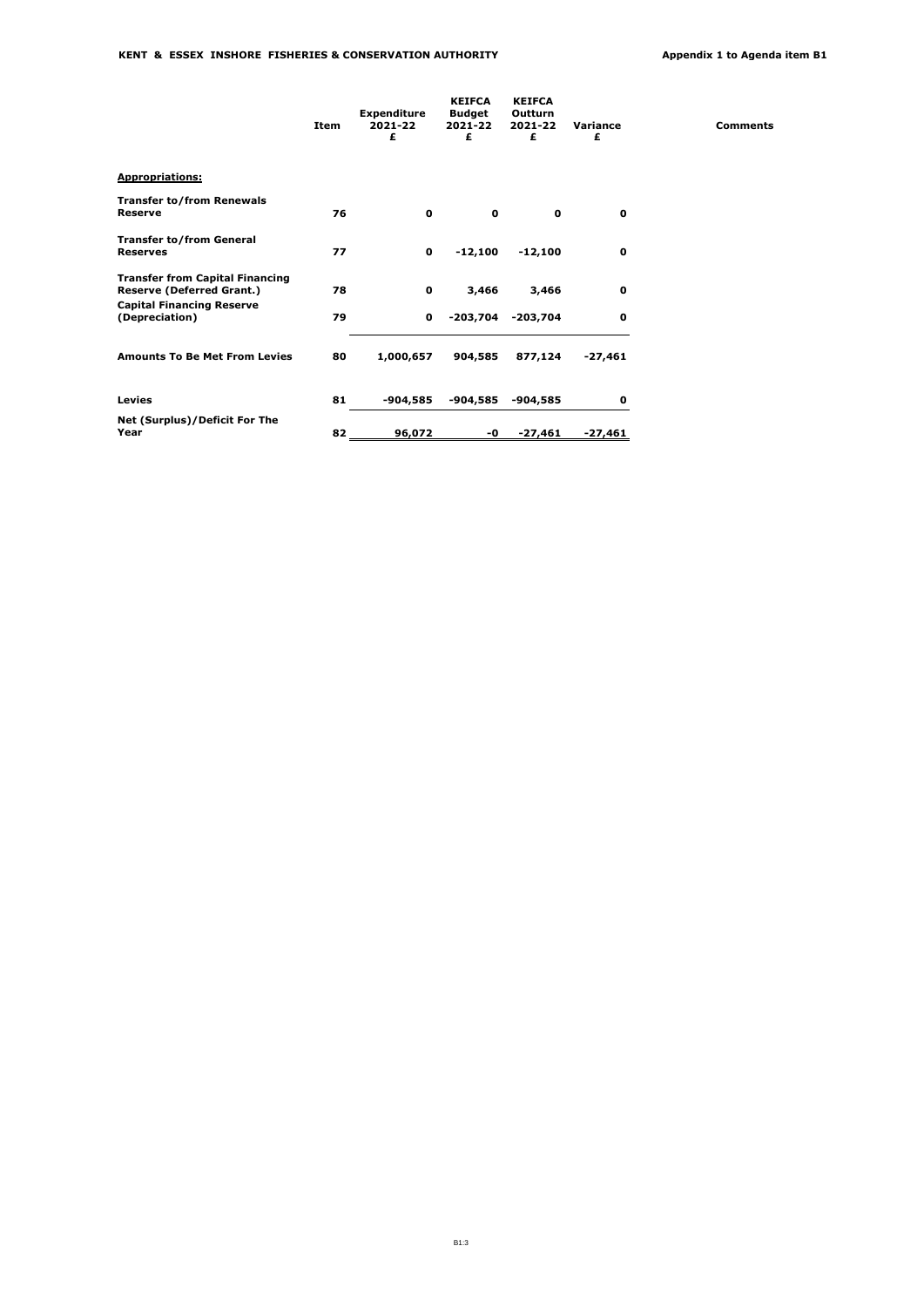**KENT & ESSEX INSHORE FISHERIES & CONSERVATION AUTHORITY** **Appendix 1 to Agenda item B1**

| | Item | Expenditure 2021-22 £ | KEIFCA Budget 2021-22 £ | KEIFCA Outturn 2021-22 £ | Variance £ | Comments |
|---|---|---|---|---|---|---|
| **Appropriations:** | | | | | | |
| **Transfer to/from Renewals Reserve** | 76 | 0 | 0 | 0 | 0 | |
| **Transfer to/from General Reserves** | 77 | 0 | -12,100 | -12,100 | 0 | |
| **Transfer from Capital Financing Reserve (Deferred Grant.)** | 78 | 0 | 3,466 | 3,466 | 0 | |
| **Capital Financing Reserve (Depreciation)** | 79 | 0 | -203,704 | -203,704 | 0 | |
| **Amounts To Be Met From Levies** | 80 | 1,000,657 | 904,585 | 877,124 | -27,461 | |
| **Levies** | 81 | -904,585 | -904,585 | -904,585 | 0 | |
| **Net (Surplus)/Deficit For The Year** | 82 | 96,072 | -0 | -27,461 | -27,461 | |